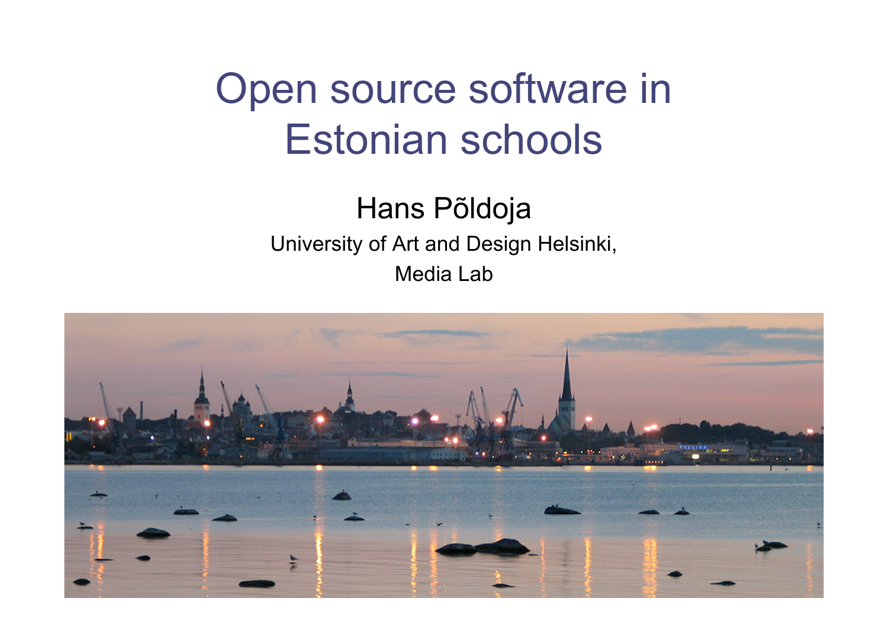# Open source software in Estonian schools

Hans Põldoja

University of Art and Design Helsinki,

Media Lab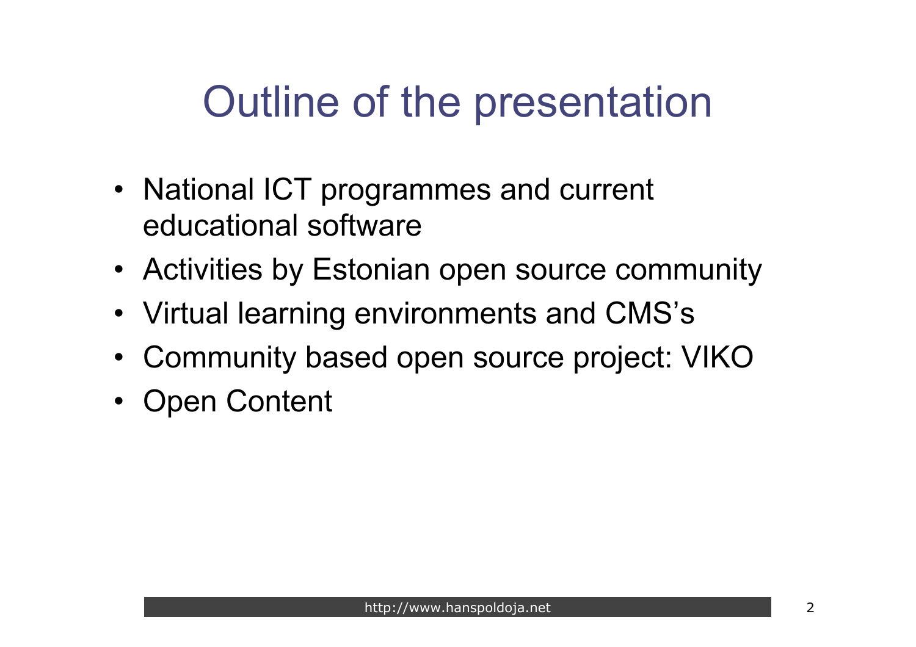# Outline of the presentation

- National ICT programmes and current educational software
- Activities by Estonian open source community
- Virtual learning environments and CMS’s
- Community based open source project: VIKO
- Open Content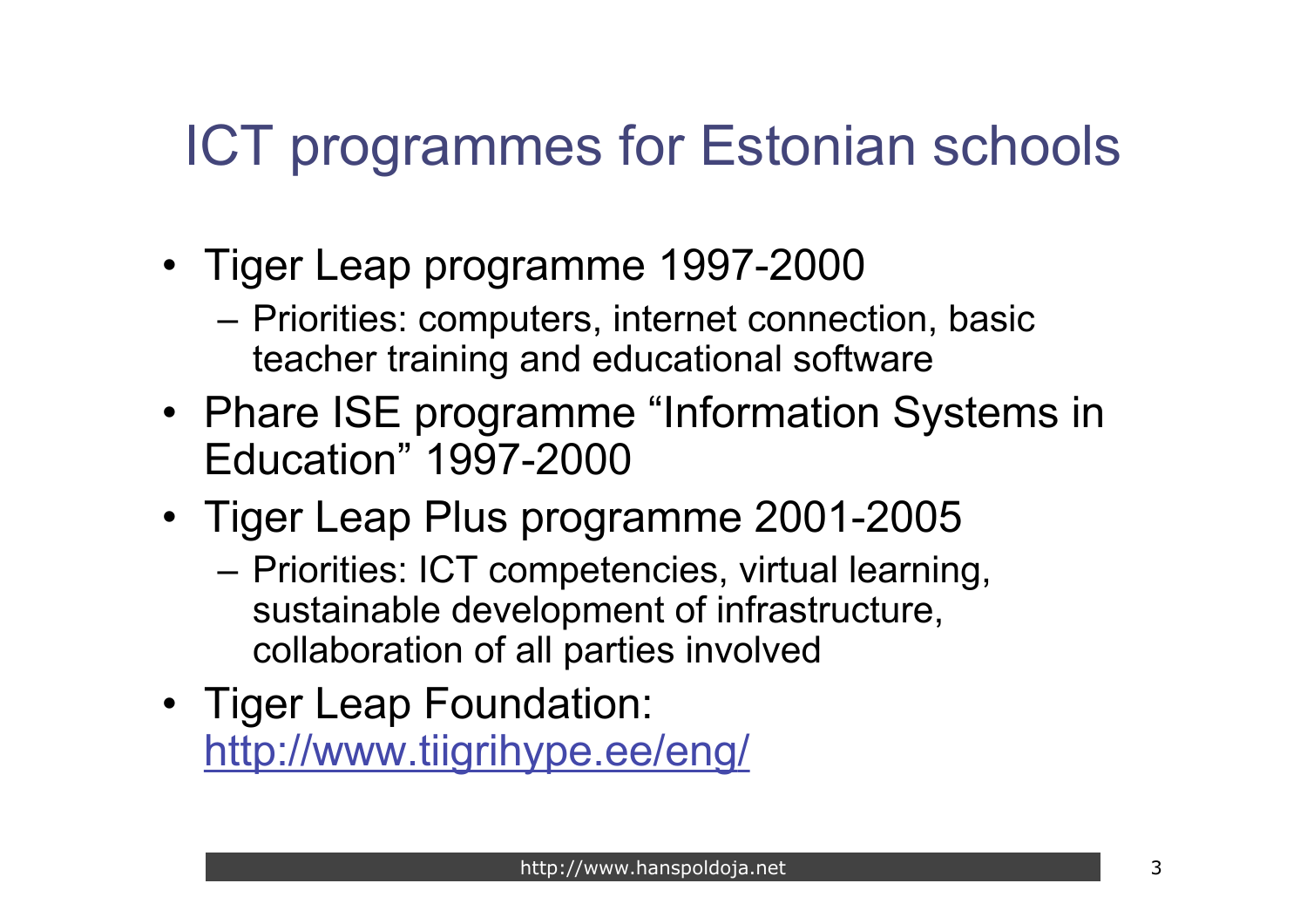# ICT programmes for Estonian schools

- Tiger Leap programme 1997-2000
  - Priorities: computers, internet connection, basic teacher training and educational software
- Phare ISE programme “Information Systems in Education” 1997-2000
- Tiger Leap Plus programme 2001-2005
  - Priorities: ICT competencies, virtual learning, sustainable development of infrastructure, collaboration of all parties involved
- Tiger Leap Foundation: [http://www.tiigrihype.ee/eng/](http://www.tiigrihype.ee/eng/)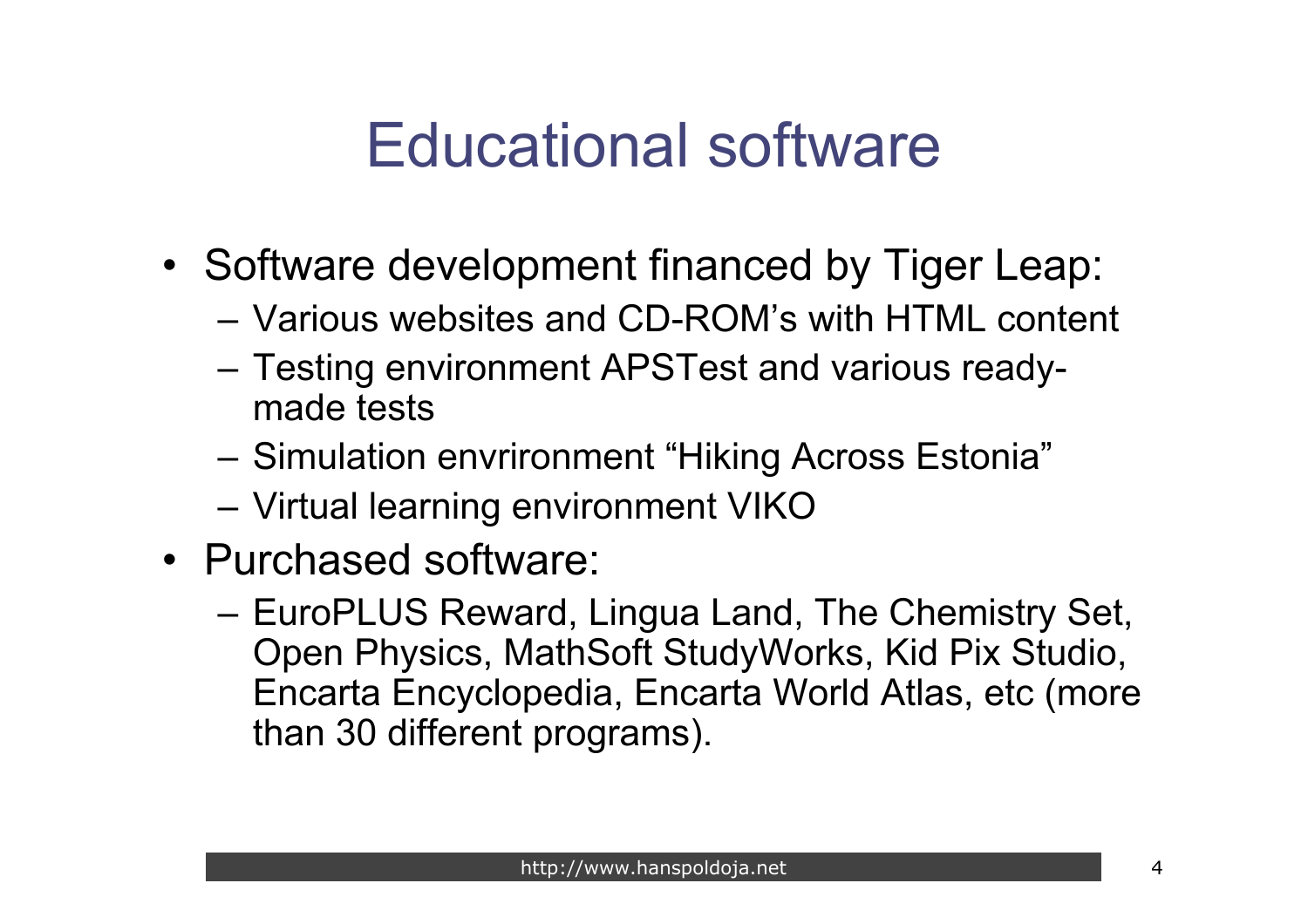# Educational software

- Software development financed by Tiger Leap:
  - Various websites and CD-ROM's with HTML content
  - Testing environment APSTest and various ready-made tests
  - Simulation envrironment "Hiking Across Estonia"
  - Virtual learning environment VIKO
- Purchased software:
  - EuroPLUS Reward, Lingua Land, The Chemistry Set, Open Physics, MathSoft StudyWorks, Kid Pix Studio, Encarta Encyclopedia, Encarta World Atlas, etc (more than 30 different programs).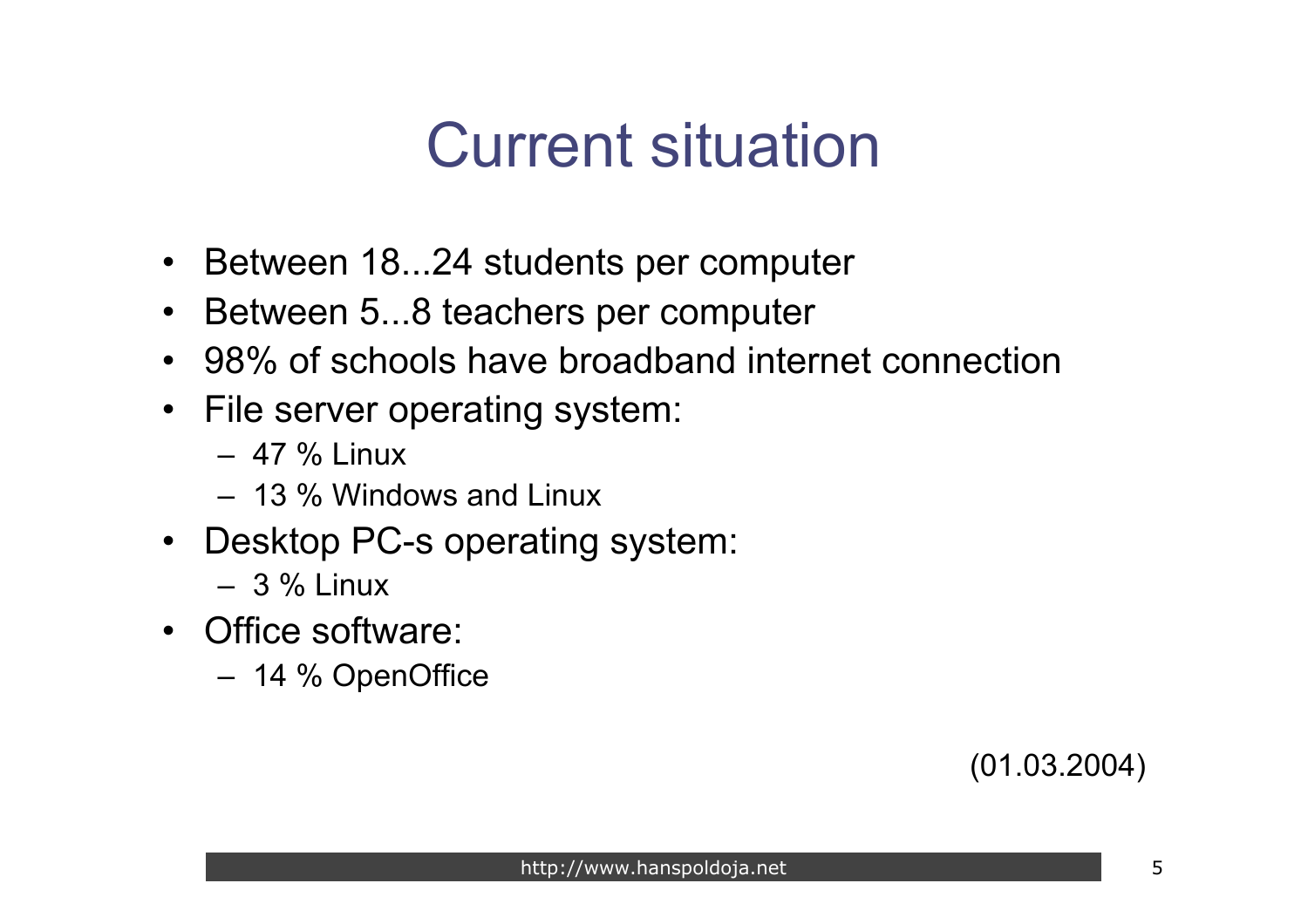# Current situation

- Between 18...24 students per computer
- Between 5...8 teachers per computer
- 98% of schools have broadband internet connection
- File server operating system:
  - 47 % Linux
  - 13 % Windows and Linux
- Desktop PC-s operating system:
  - 3 % Linux
- Office software:
  - 14 % OpenOffice

(01.03.2004)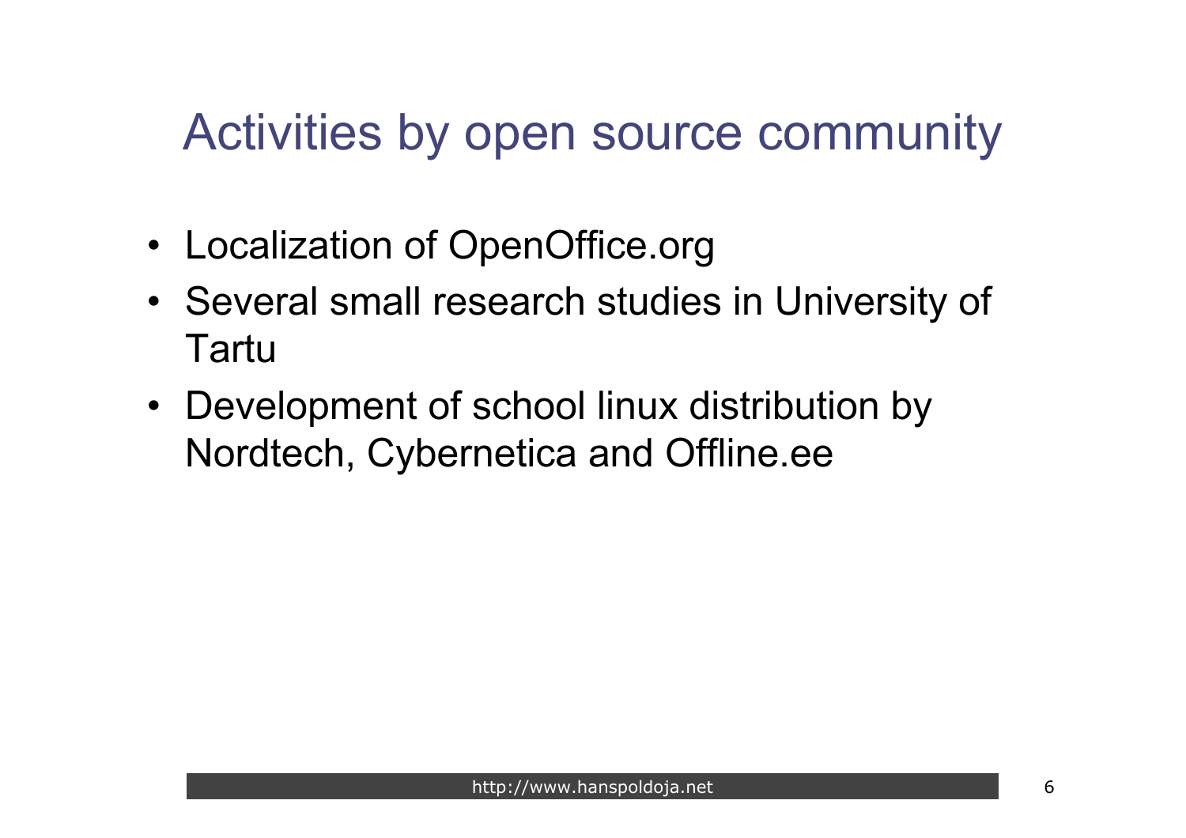# Activities by open source community

- Localization of OpenOffice.org
- Several small research studies in University of Tartu
- Development of school linux distribution by Nordtech, Cybernetica and Offline.ee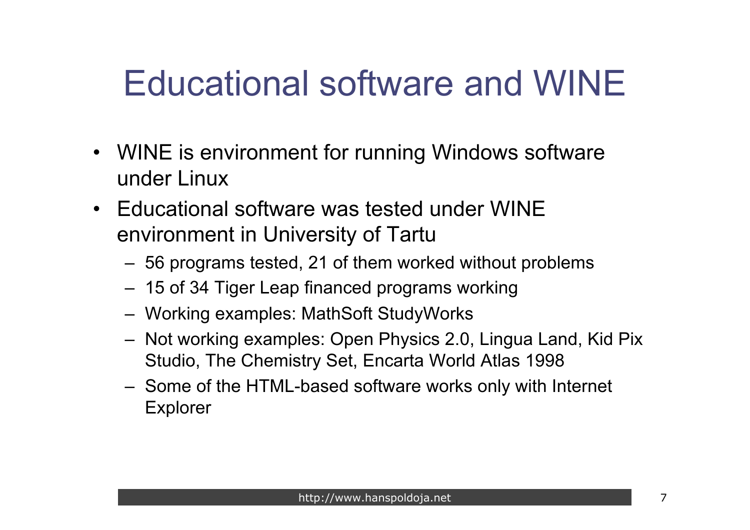# Educational software and WINE

- WINE is environment for running Windows software under Linux
- Educational software was tested under WINE environment in University of Tartu
  - 56 programs tested, 21 of them worked without problems
  - 15 of 34 Tiger Leap financed programs working
  - Working examples: MathSoft StudyWorks
  - Not working examples: Open Physics 2.0, Lingua Land, Kid Pix Studio, The Chemistry Set, Encarta World Atlas 1998
  - Some of the HTML-based software works only with Internet Explorer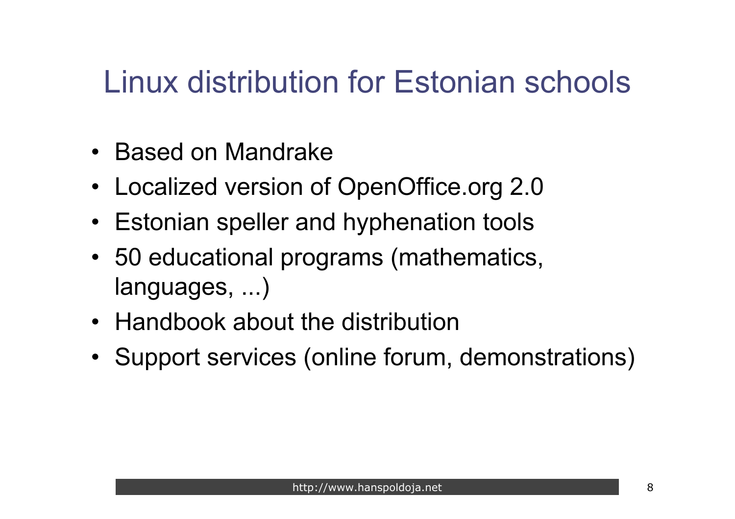# Linux distribution for Estonian schools

- Based on Mandrake
- Localized version of OpenOffice.org 2.0
- Estonian speller and hyphenation tools
- 50 educational programs (mathematics, languages, ...)
- Handbook about the distribution
- Support services (online forum, demonstrations)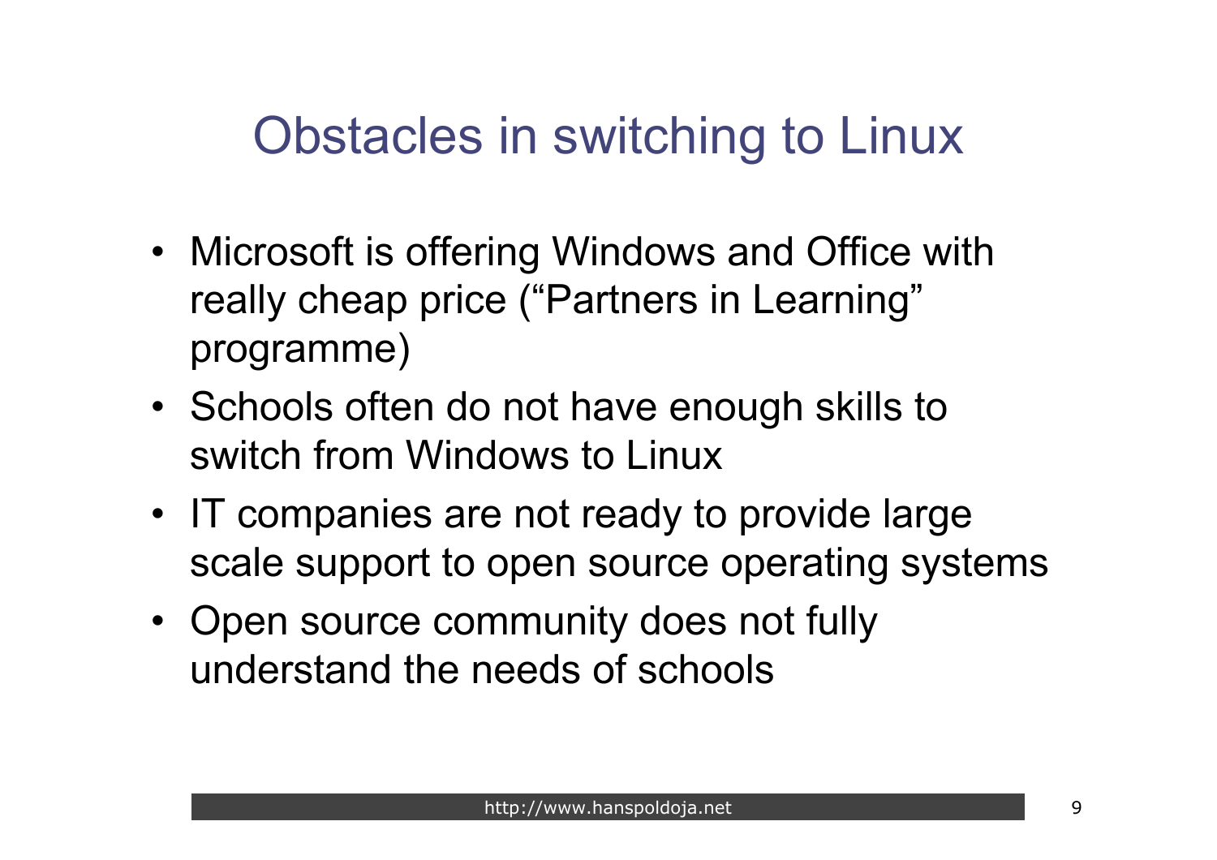# Obstacles in switching to Linux

- Microsoft is offering Windows and Office with really cheap price ("Partners in Learning" programme)
- Schools often do not have enough skills to switch from Windows to Linux
- IT companies are not ready to provide large scale support to open source operating systems
- Open source community does not fully understand the needs of schools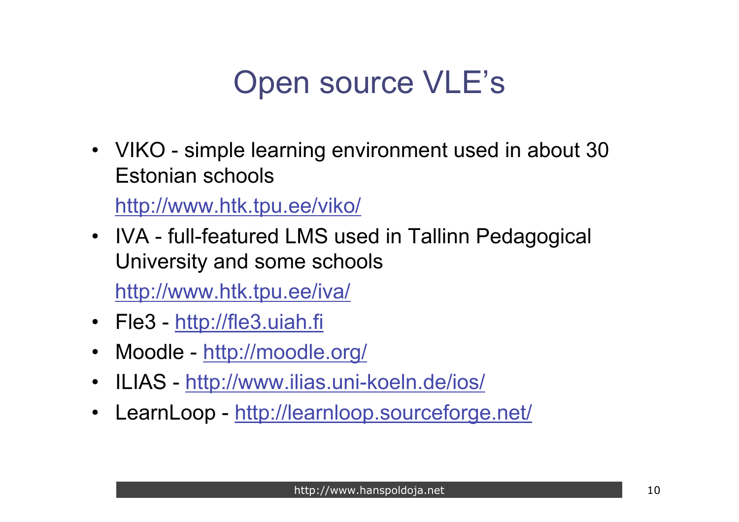# Open source VLE's

- VIKO - simple learning environment used in about 30 Estonian schools

  http://www.htk.tpu.ee/viko/

- IVA - full-featured LMS used in Tallinn Pedagogical University and some schools

  http://www.htk.tpu.ee/iva/

- Fle3 - http://fle3.uiah.fi
- Moodle - http://moodle.org/
- ILIAS - http://www.ilias.uni-koeln.de/ios/
- LearnLoop - http://learnloop.sourceforge.net/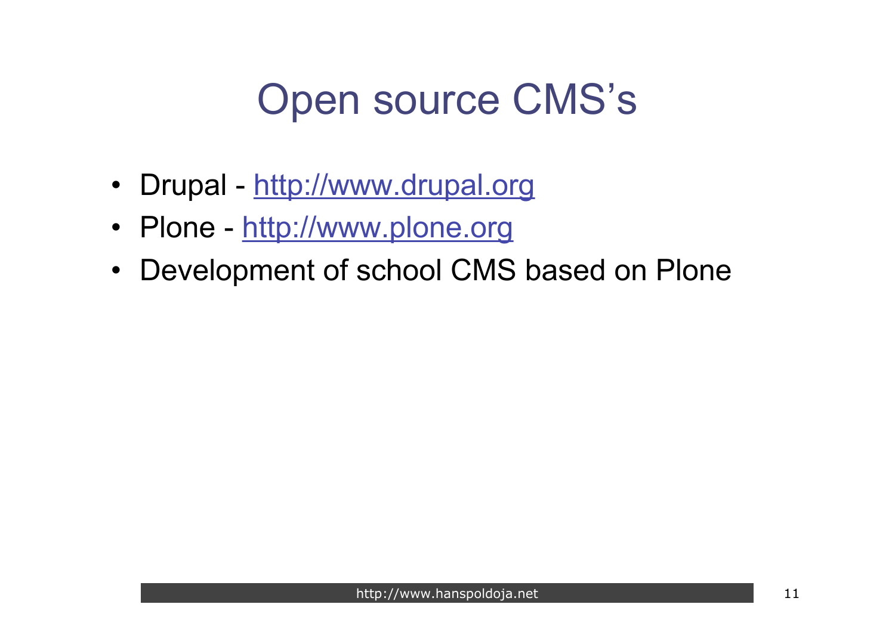# Open source CMS's

- Drupal - http://www.drupal.org
- Plone - http://www.plone.org
- Development of school CMS based on Plone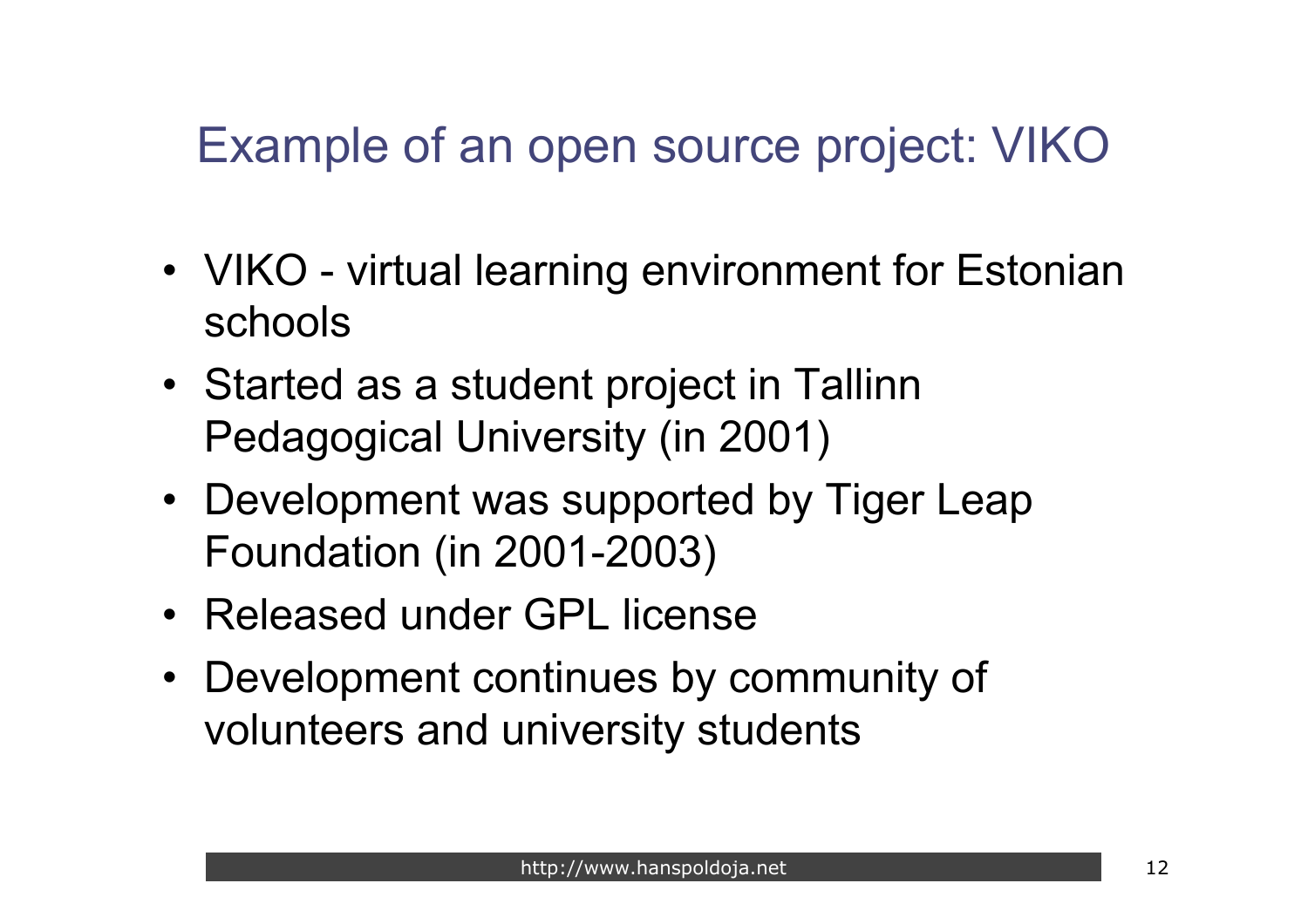# Example of an open source project: VIKO

- VIKO - virtual learning environment for Estonian schools
- Started as a student project in Tallinn Pedagogical University (in 2001)
- Development was supported by Tiger Leap Foundation (in 2001-2003)
- Released under GPL license
- Development continues by community of volunteers and university students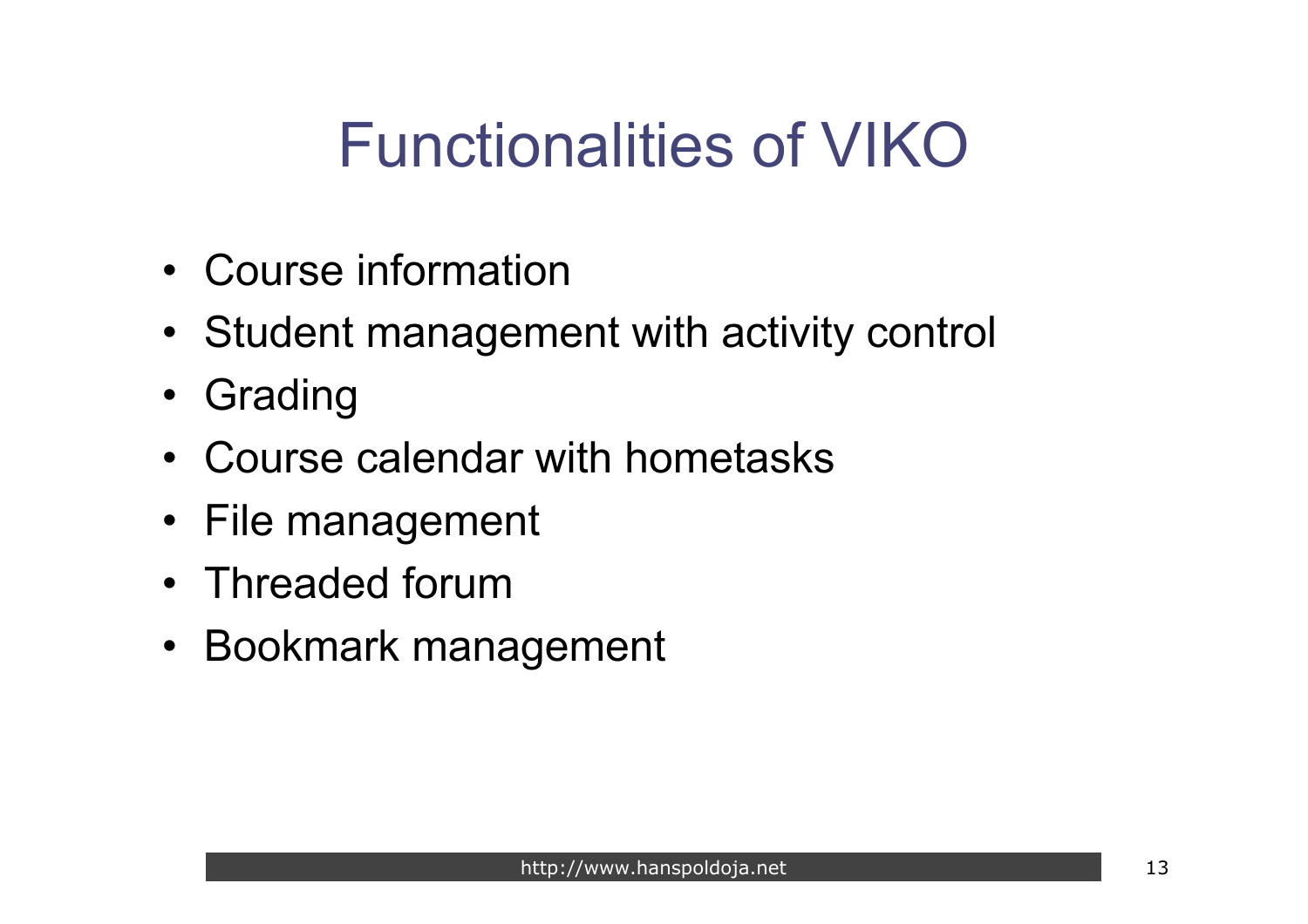# Functionalities of VIKO

- Course information
- Student management with activity control
- Grading
- Course calendar with hometasks
- File management
- Threaded forum
- Bookmark management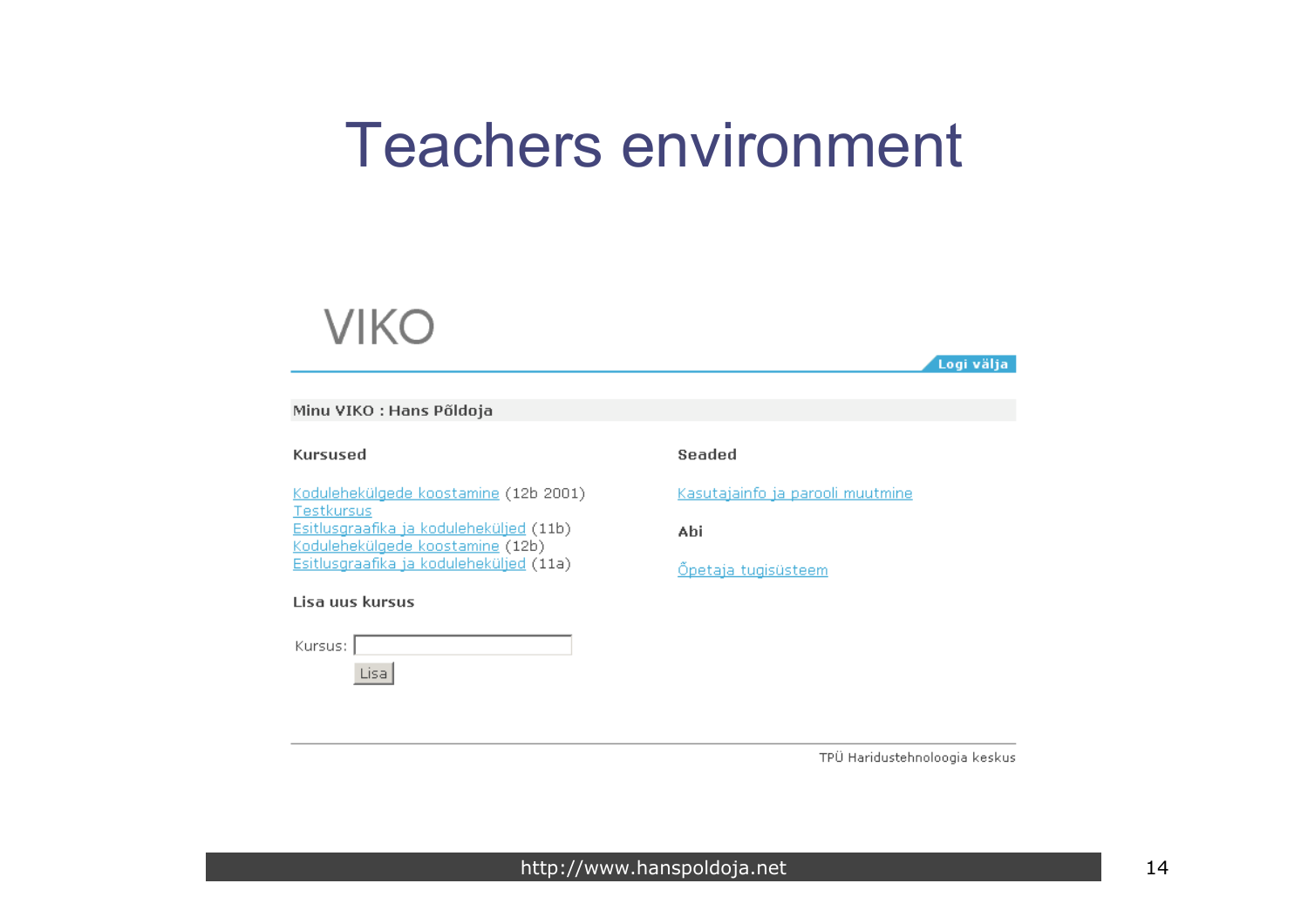# Teachers environment

VIKO

Logi välja

**Minu VIKO : Hans Põldoja**

**Kursused**

Kodulehekülgede koostamine (12b 2001)
Testkursus
Esitlusgraafika ja koduleheküljed (11b)
Kodulehekülgede koostamine (12b)
Esitlusgraafika ja koduleheküljed (11a)

**Lisa uus kursus**

Kursus:

Lisa

**Seaded**

Kasutajainfo ja parooli muutmine

**Abi**

Õpetaja tugisüsteem

TPÜ Haridustehnoloogia keskus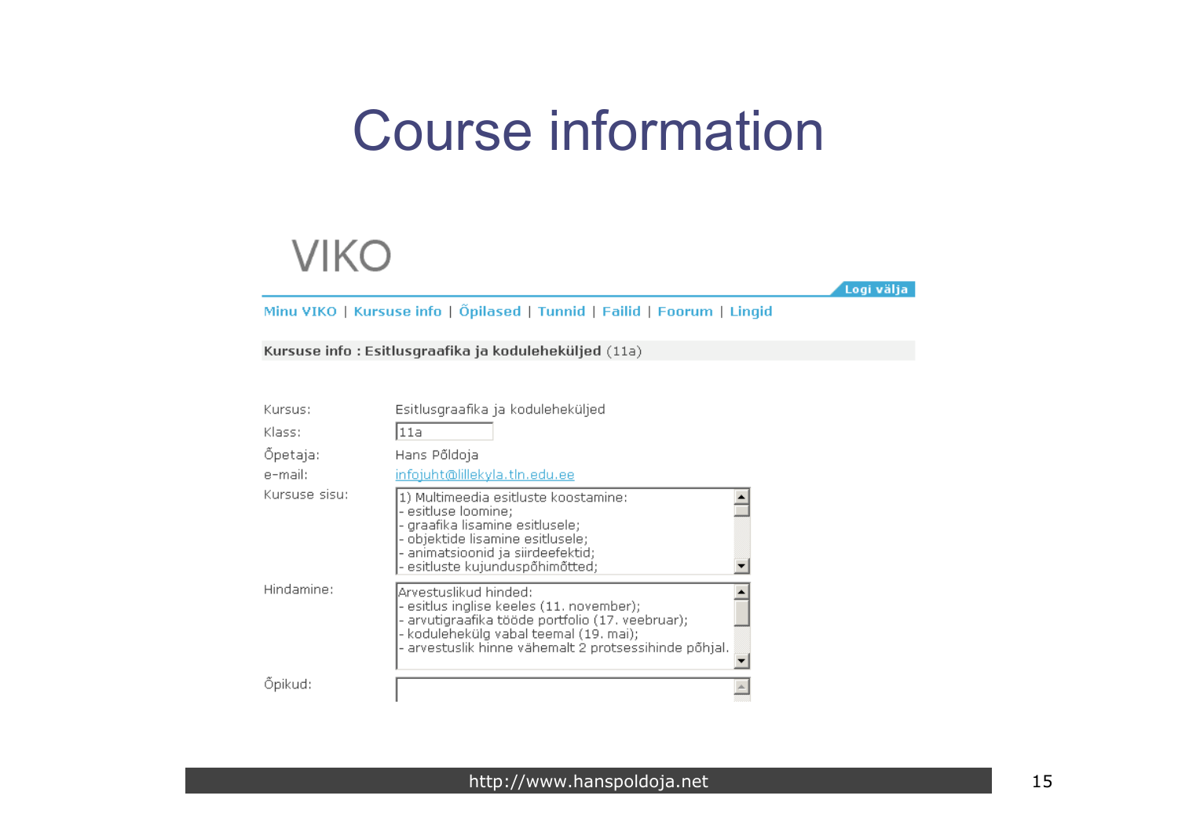# Course information

VIKO

Logi välja

Minu VIKO | Kursuse info | Õpilased | Tunnid | Failid | Foorum | Lingid

**Kursuse info : Esitlusgraafika ja koduleheküljed** (11a)

| | |
|---|---|
| Kursus: | Esitlusgraafika ja koduleheküljed |
| Klass: | 11a |
| Õpetaja: | Hans Põldoja |
| e-mail: | infojuht@lillekyla.tln.edu.ee |
| Kursuse sisu: | 1) Multimeedia esitluste koostamine:<br>- esitluse loomine;<br>- graafika lisamine esitlusele;<br>- objektide lisamine esitlusele;<br>- animatsioonid ja siirdeefektid;<br>- esitluste kujunduspõhimõtted; |
| Hindamine: | Arvestuslikud hinded:<br>- esitlus inglise keeles (11. november);<br>- arvutigraafika tööde portfolio (17. veebruar);<br>- kodulehekülg vabal teemal (19. mai);<br>- arvestuslik hinne vähemalt 2 protsessihinde põhjal. |
| Õpikud: | |

http://www.hanspoldoja.net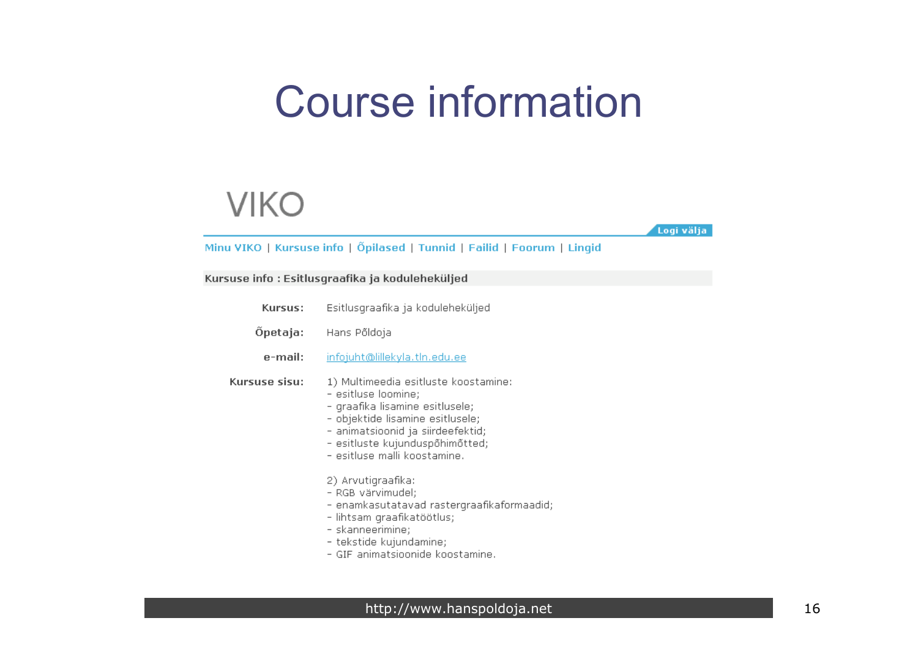# Course information

VIKO

Logi välja

Minu VIKO | Kursuse info | Õpilased | Tunnid | Failid | Foorum | Lingid

**Kursuse info : Esitlusgraafika ja koduleheküljed**

| | |
|---|---|
| **Kursus:** | Esitlusgraafika ja koduleheküljed |
| **Õpetaja:** | Hans Põldoja |
| **e-mail:** | infojuht@lillekyla.tln.edu.ee |
| **Kursuse sisu:** | 1) Multimeedia esitluste koostamine:<br>- esitluse loomine;<br>- graafika lisamine esitlusele;<br>- objektide lisamine esitlusele;<br>- animatsioonid ja siirdeefektid;<br>- esitluste kujunduspõhimõtted;<br>- esitluse malli koostamine.<br><br>2) Arvutigraafika:<br>- RGB värvimudel;<br>- enamkasutatavad rastergraafikaformaadid;<br>- lihtsam graafikatöötlus;<br>- skanneerimine;<br>- tekstide kujundamine;<br>- GIF animatsioonide koostamine. |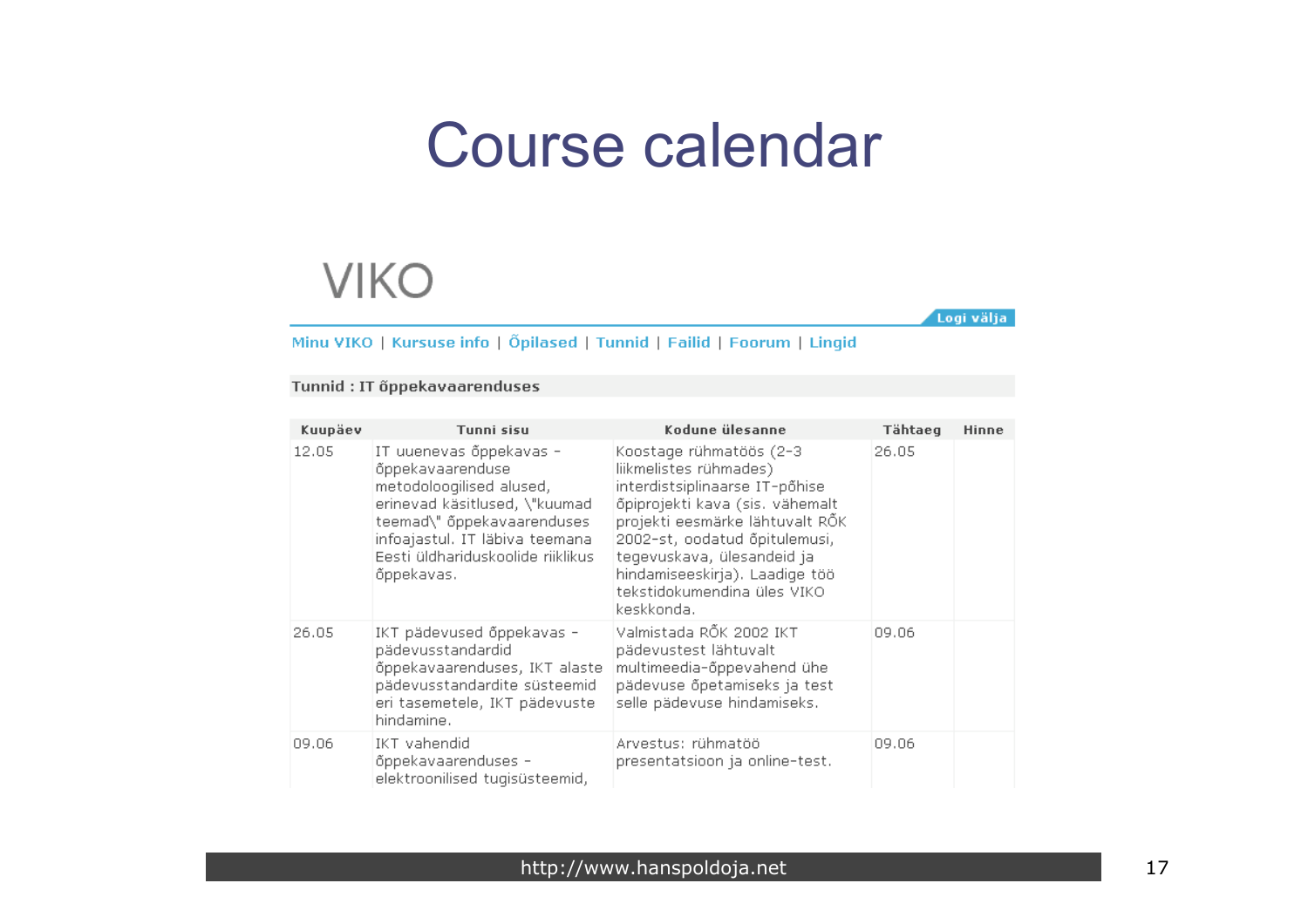# Course calendar

VIKO

Logi välja

Minu VIKO | Kursuse info | Õpilased | Tunnid | Failid | Foorum | Lingid

**Tunnid : IT õppekavaarenduses**

| Kuupäev | Tunni sisu | Kodune ülesanne | Tähtaeg | Hinne |
|---|---|---|---|---|
| 12.05 | IT uuenevas õppekavas - õppekavaarenduse metodoloogilised alused, erinevad käsitlused, \"kuumad teemad\" õppekavaarenduses infoajastul. IT läbiva teemana Eesti üldhariduskoolide riiklikus õppekavas. | Koostage rühmatöös (2-3 liikmelistes rühmades) interdistsiplinaarse IT-põhise õpiprojekti kava (sis. vähemalt projekti eesmärke lähtuvalt RÕK 2002-st, oodatud õpitulemusi, tegevuskava, ülesandeid ja hindamiseeskirja). Laadige töö tekstidokumendina üles VIKO keskkonda. | 26.05 | |
| 26.05 | IKT pädevused õppekavas - pädevusstandardid õppekavaarenduses, IKT alaste pädevusstandardite süsteemid eri tasemetele, IKT pädevuste hindamine. | Valmistada RÕK 2002 IKT pädevustest lähtuvalt multimeedia-õppevahend ühe pädevuse õpetamiseks ja test selle pädevuse hindamiseks. | 09.06 | |
| 09.06 | IKT vahendid õppekavaarenduses - elektroonilised tugisüsteemid, | Arvestus: rühmatöö presentatsioon ja online-test. | 09.06 | |

http://www.hanspoldoja.net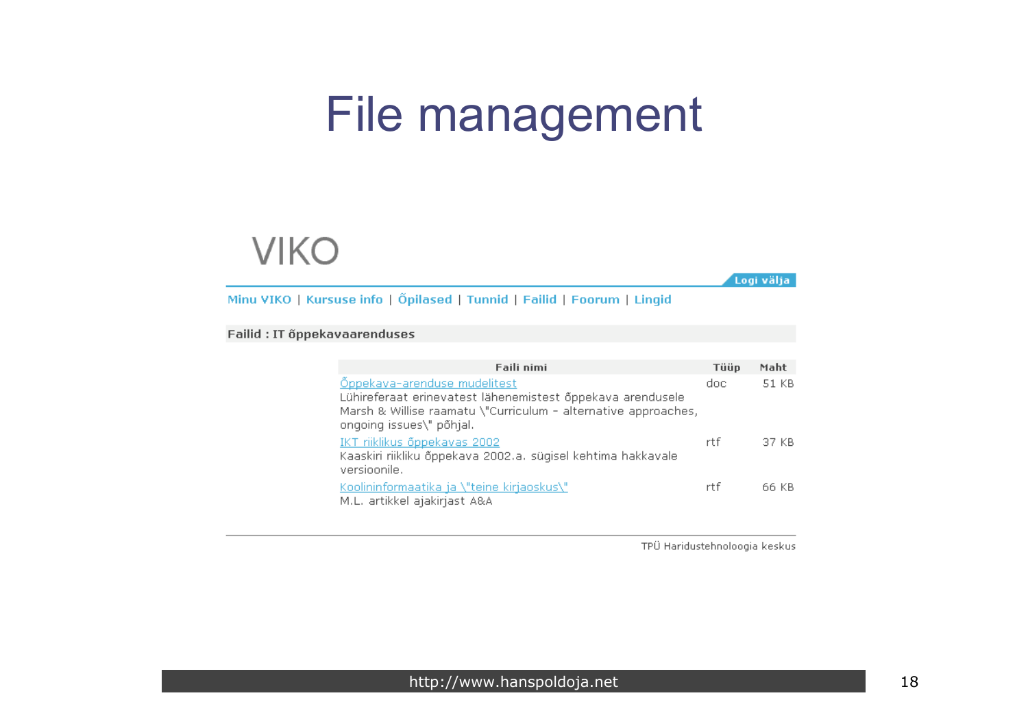# File management

VIKO

Logi välja

Minu VIKO | Kursuse info | Õpilased | Tunnid | Failid | Foorum | Lingid

**Failid : IT õppekavaarenduses**

| Faili nimi | Tüüp | Maht |
|---|---|---|
| Õppekava-arenduse mudelitest<br>Lühireferaat erinevatest lähenemistest õppekava arendusele Marsh & Willise raamatu \"Curriculum - alternative approaches, ongoing issues\" põhjal. | doc | 51 KB |
| IKT riiklikus õppekavas 2002<br>Kaaskiri riikliku õppekava 2002.a. sügisel kehtima hakkavale versioonile. | rtf | 37 KB |
| Koolininformaatika ja \"teine kirjaoskus\"<br>M.L. artikkel ajakirjast A&A | rtf | 66 KB |

TPÜ Haridustehnoloogia keskus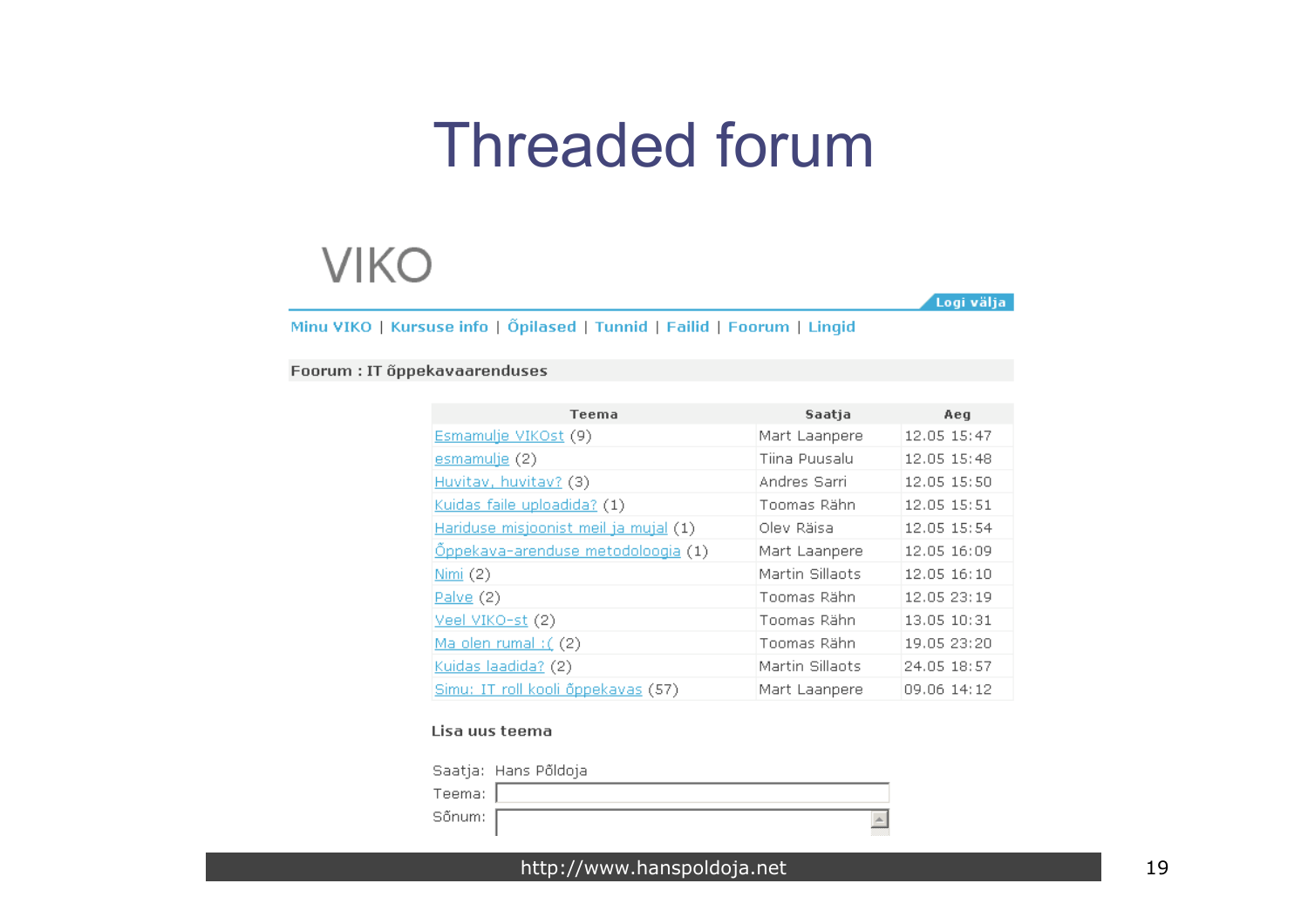# Threaded forum

VIKO

Logi välja

Minu VIKO | Kursuse info | Õpilased | Tunnid | Failid | Foorum | Lingid

**Foorum : IT õppekavaarenduses**

| Teema | Saatja | Aeg |
| --- | --- | --- |
| Esmamulje VIKOst (9) | Mart Laanpere | 12.05 15:47 |
| esmamulje (2) | Tiina Puusalu | 12.05 15:48 |
| Huvitav, huvitav? (3) | Andres Sarri | 12.05 15:50 |
| Kuidas faile uploadida? (1) | Toomas Rähn | 12.05 15:51 |
| Hariduse misjoonist meil ja mujal (1) | Olev Räisa | 12.05 15:54 |
| Õppekava-arenduse metodoloogia (1) | Mart Laanpere | 12.05 16:09 |
| Nimi (2) | Martin Sillaots | 12.05 16:10 |
| Palve (2) | Toomas Rähn | 12.05 23:19 |
| Veel VIKO-st (2) | Toomas Rähn | 13.05 10:31 |
| Ma olen rumal :( (2) | Toomas Rähn | 19.05 23:20 |
| Kuidas laadida? (2) | Martin Sillaots | 24.05 18:57 |
| Simu: IT roll kooli õppekavas (57) | Mart Laanpere | 09.06 14:12 |

**Lisa uus teema**

Saatja: Hans Põldoja

Teema:

Sõnum:

http://www.hanspoldoja.net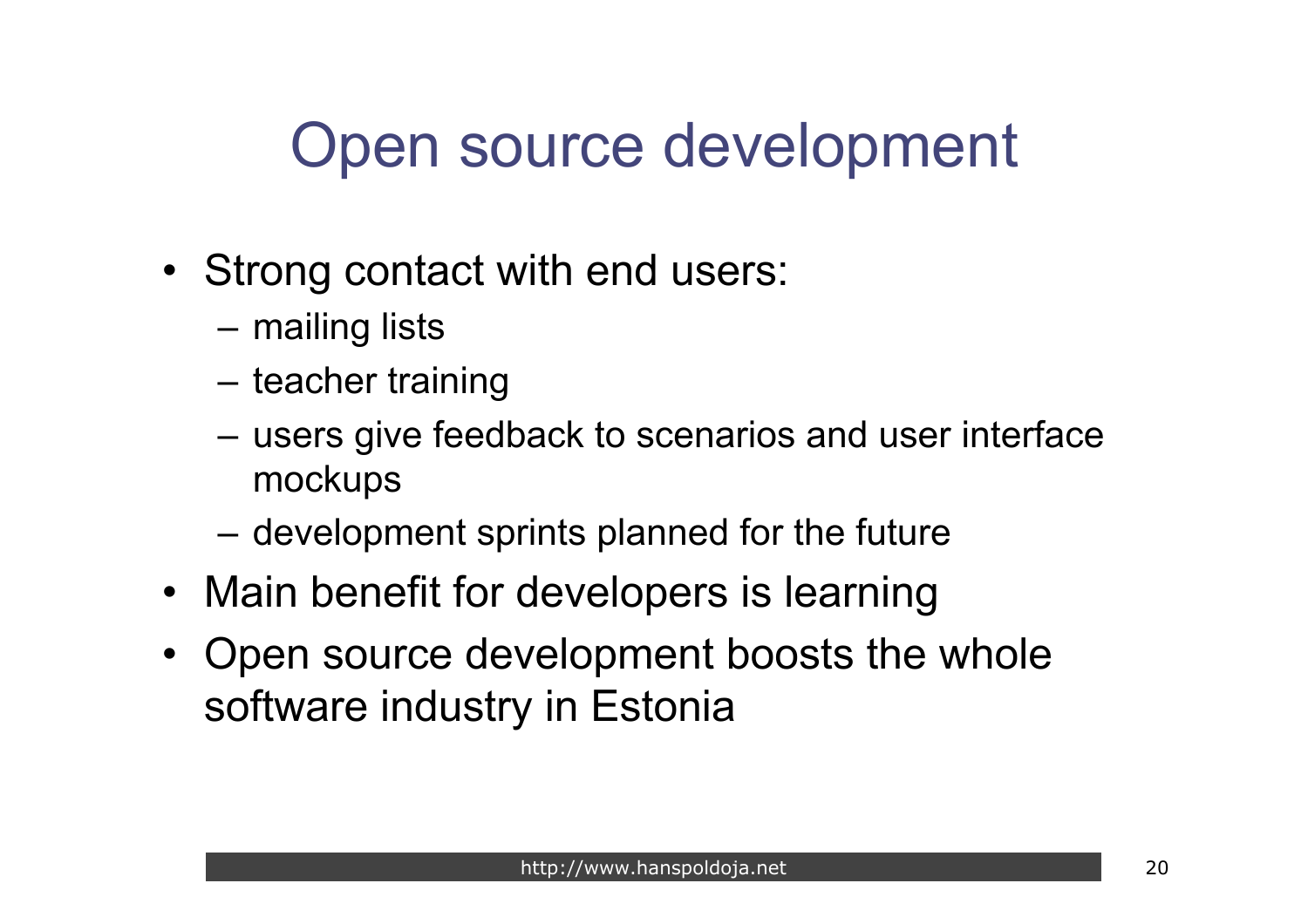# Open source development

- Strong contact with end users:
  - mailing lists
  - teacher training
  - users give feedback to scenarios and user interface mockups
  - development sprints planned for the future
- Main benefit for developers is learning
- Open source development boosts the whole software industry in Estonia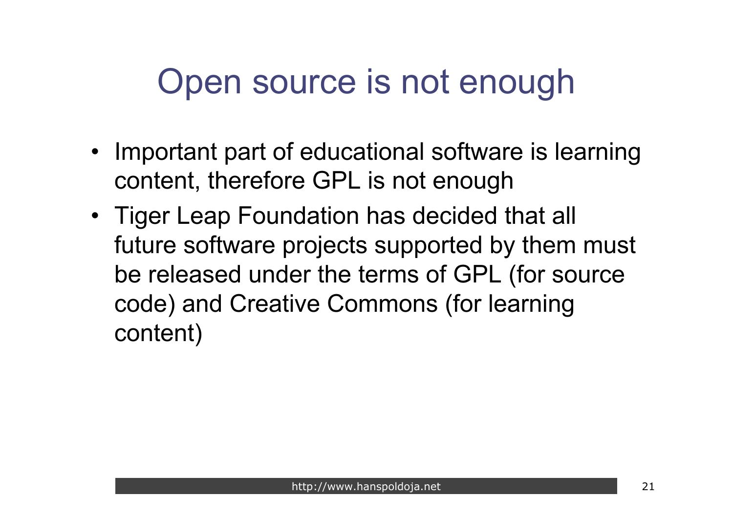# Open source is not enough

- Important part of educational software is learning content, therefore GPL is not enough
- Tiger Leap Foundation has decided that all future software projects supported by them must be released under the terms of GPL (for source code) and Creative Commons (for learning content)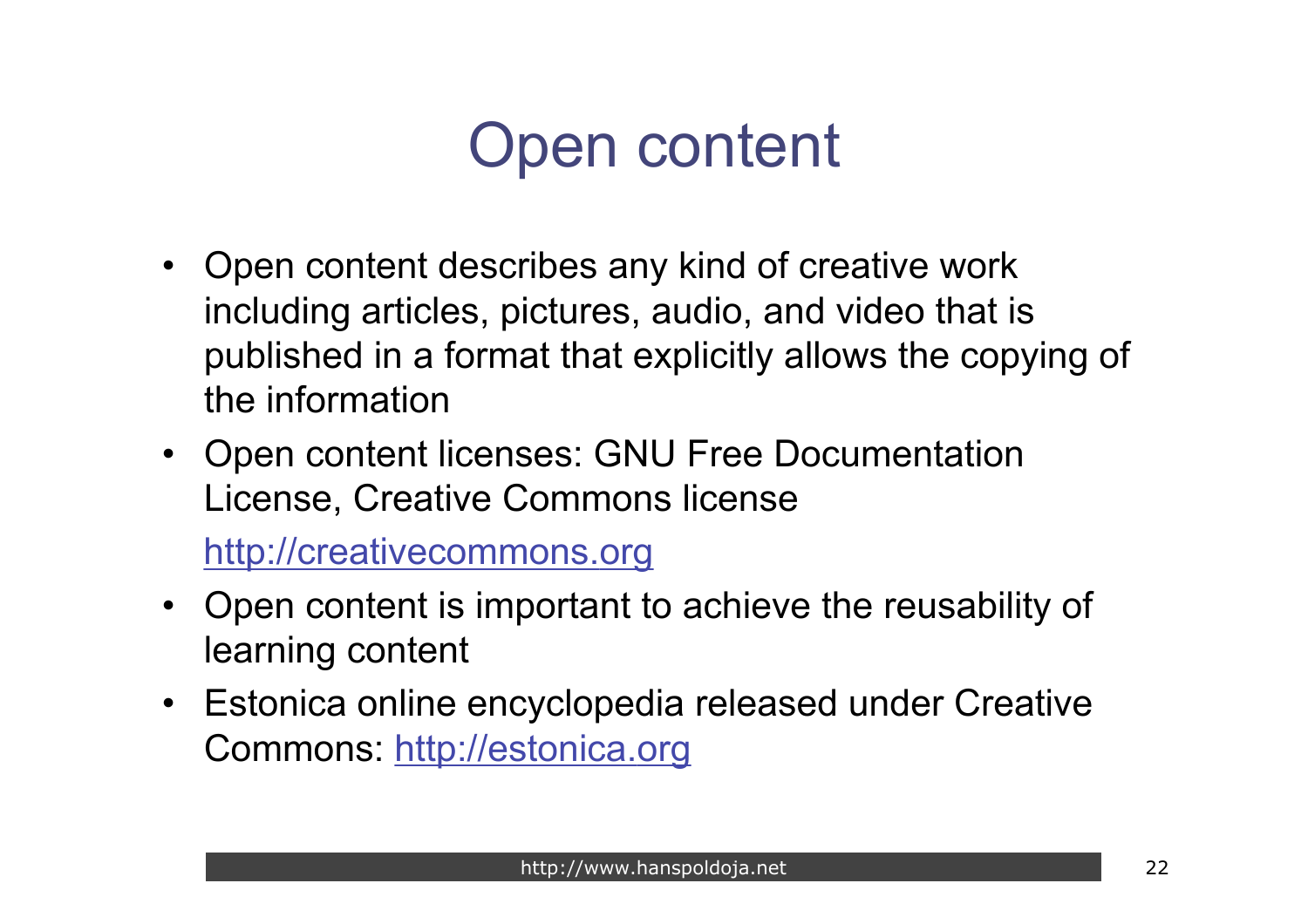# Open content

- Open content describes any kind of creative work including articles, pictures, audio, and video that is published in a format that explicitly allows the copying of the information
- Open content licenses: GNU Free Documentation License, Creative Commons license

  http://creativecommons.org
- Open content is important to achieve the reusability of learning content
- Estonica online encyclopedia released under Creative Commons: http://estonica.org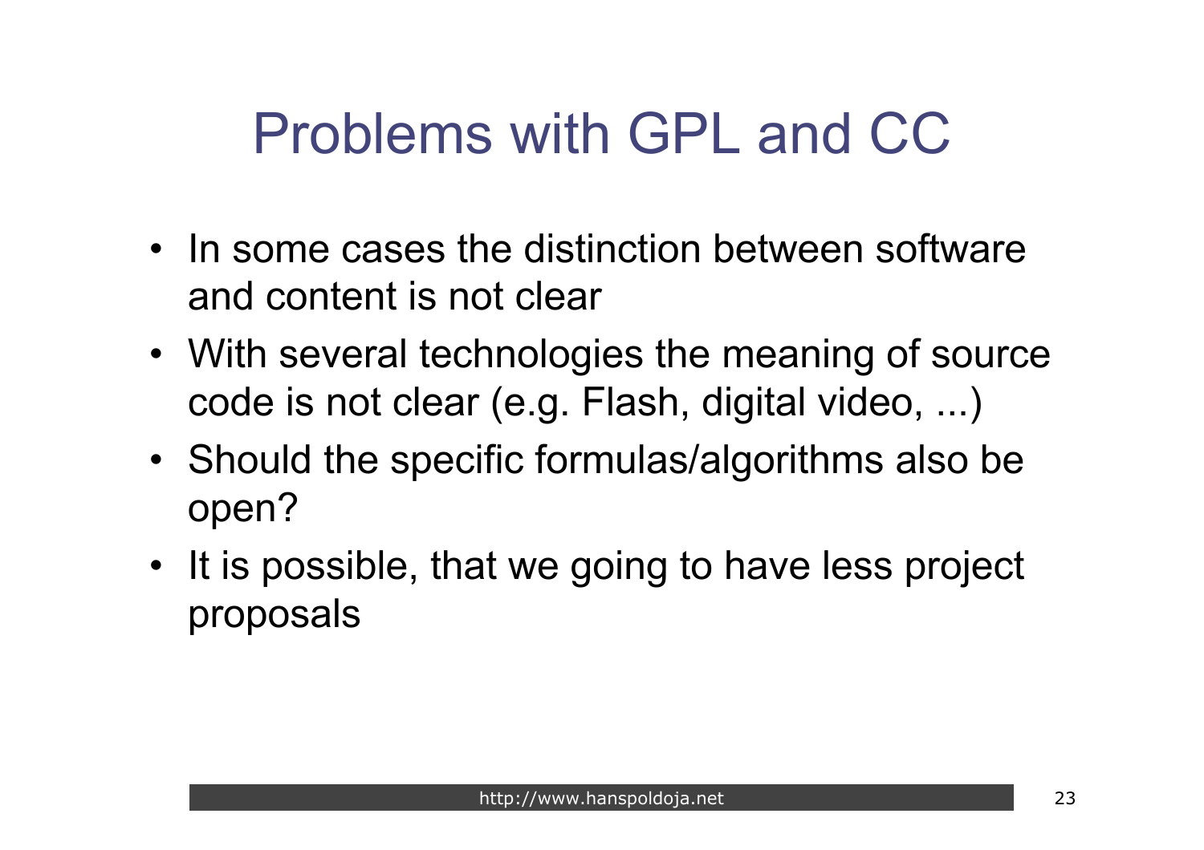# Problems with GPL and CC

- In some cases the distinction between software and content is not clear
- With several technologies the meaning of source code is not clear (e.g. Flash, digital video, ...)
- Should the specific formulas/algorithms also be open?
- It is possible, that we going to have less project proposals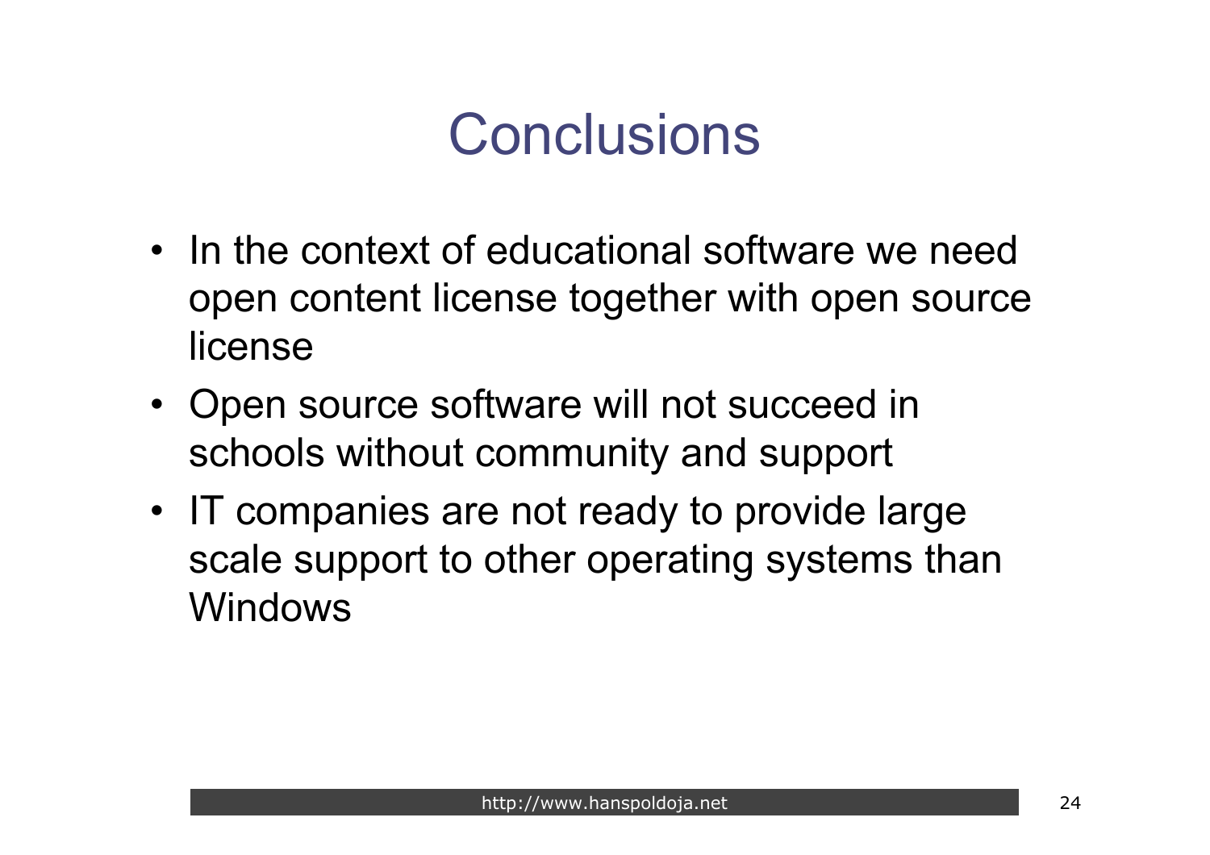# Conclusions

- In the context of educational software we need open content license together with open source license
- Open source software will not succeed in schools without community and support
- IT companies are not ready to provide large scale support to other operating systems than Windows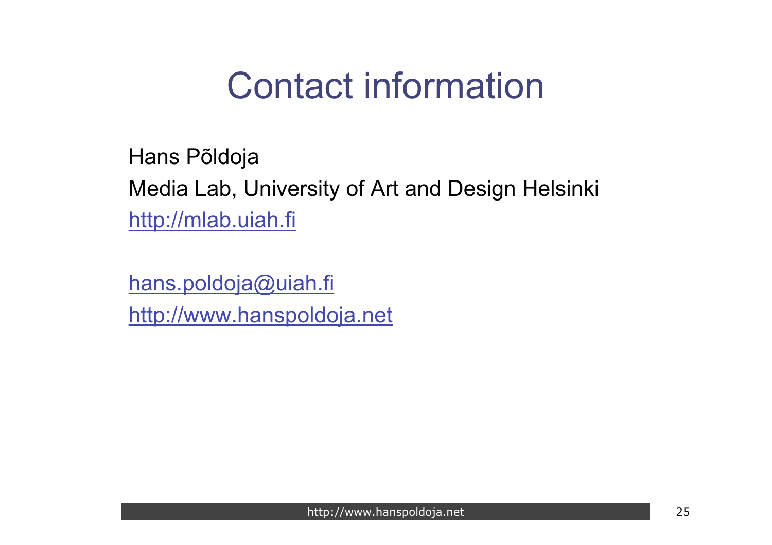# Contact information

Hans Põldoja

Media Lab, University of Art and Design Helsinki

http://mlab.uiah.fi

hans.poldoja@uiah.fi

http://www.hanspoldoja.net